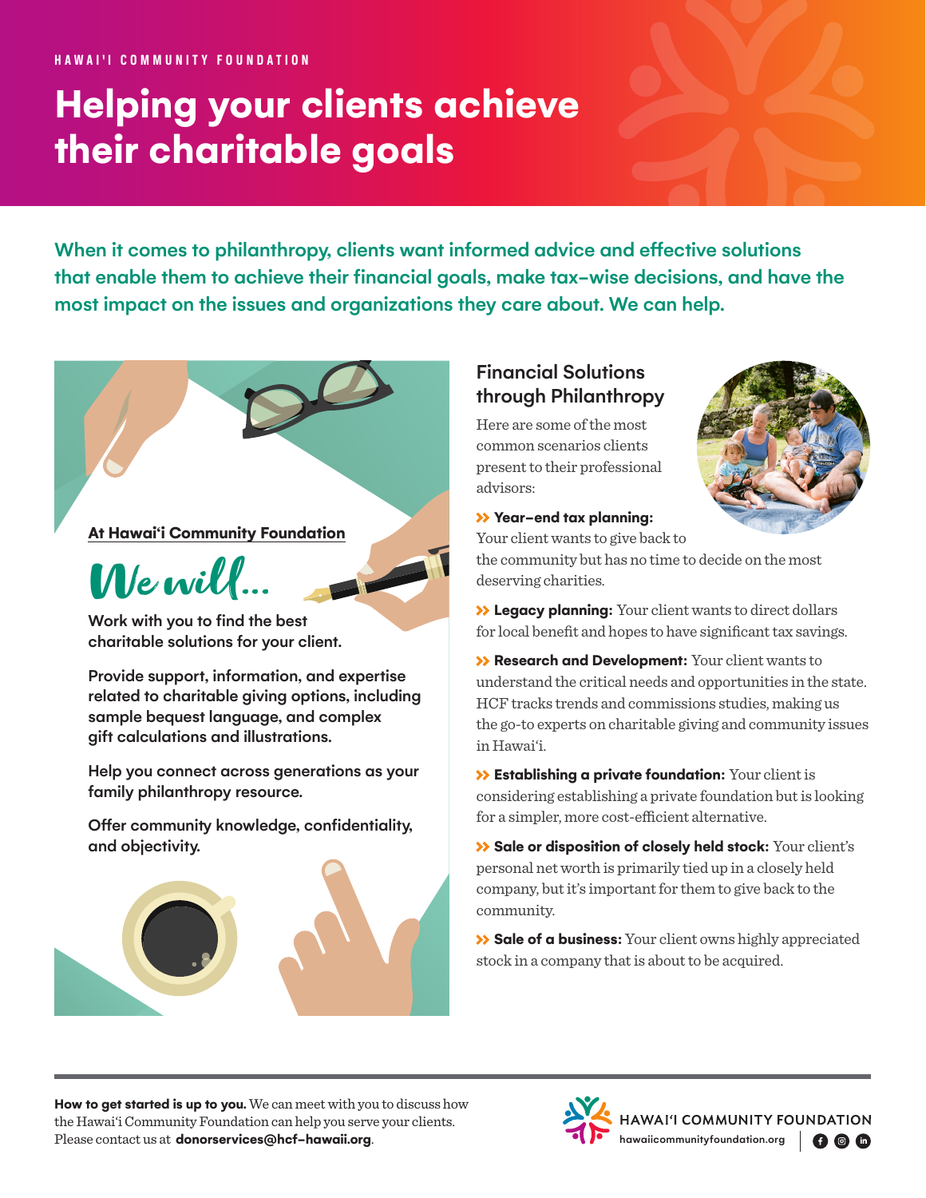HAWAI'I COMMUNITY FOUNDATION

# Helping your clients achieve their charitable goals

**When it comes to philanthropy, clients want informed advice and effective solutions that enable them to achieve their financial goals, make tax-wise decisions, and have the most impact on the issues and organizations they care about. We can help.**

**At Hawaiʻi Community Foundation**

## We will...

Work with you to find the best charitable solutions for your client.

Provide support, information, and expertise related to charitable giving options, including sample bequest language, and complex gift calculations and illustrations.

Help you connect across generations as your family philanthropy resource.

Offer community knowledge, confidentiality, and objectivity.

## Financial Solutions through Philanthropy

Here are some of the most common scenarios clients present to their professional advisors:

- **Year-end tax planning:** Your client wants to give back to the community but has no time to decide on the most deserving charities.
- **Legacy planning:** Your client wants to direct dollars for local benefit and hopes to have significant tax savings.
- **Research and Development:** Your client wants to understand the critical needs and opportunities in the state. HCF tracks trends and commissions studies, making us the go-to experts on charitable giving and community issues in Hawaiʻi.
- **Establishing a private foundation:** Your client is considering establishing a private foundation but is looking for a simpler, more cost-efficient alternative.
- **Sale or disposition of closely held stock:** Your client's personal net worth is primarily tied up in a closely held company, but it's important for them to give back to the community.
- **Sale of a business:** Your client owns highly appreciated stock in a company that is about to be acquired.

**How to get started is up to you.** We can meet with you to discuss how the Hawaiʻi Community Foundation can help you serve your clients. Please contact us at **donorservices@hcf-hawaii.org**.

HAWAIʻI COMMUNITY FOUNDATION
hawaiicommunityfoundation.org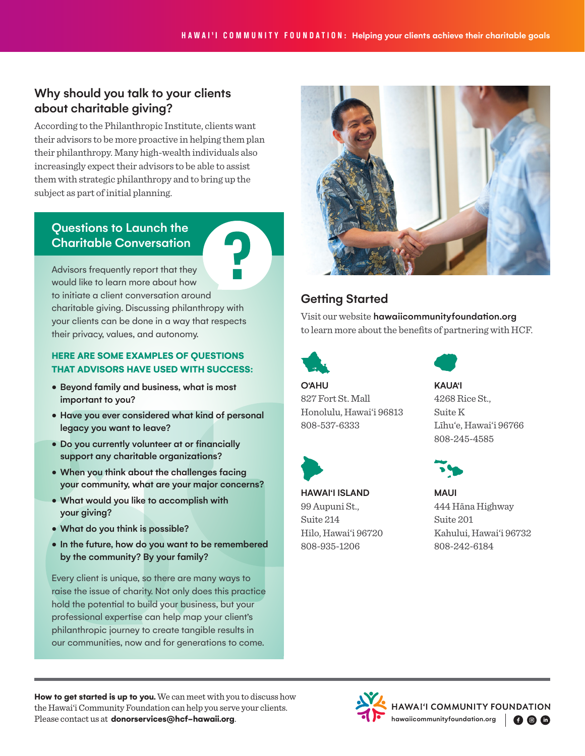## Why should you talk to your clients about charitable giving?

According to the Philanthropic Institute, clients want their advisors to be more proactive in helping them plan their philanthropy. Many high-wealth individuals also increasingly expect their advisors to be able to assist them with strategic philanthropy and to bring up the subject as part of initial planning.

### Questions to Launch the Charitable Conversation

Advisors frequently report that they would like to learn more about how to initiate a client conversation around charitable giving. Discussing philanthropy with your clients can be done in a way that respects their privacy, values, and autonomy.

**HERE ARE SOME EXAMPLES OF QUESTIONS THAT ADVISORS HAVE USED WITH SUCCESS:**

- Beyond family and business, what is most important to you?
- Have you ever considered what kind of personal legacy you want to leave?
- Do you currently volunteer at or financially support any charitable organizations?
- When you think about the challenges facing your community, what are your major concerns?
- What would you like to accomplish with your giving?
- What do you think is possible?
- In the future, how do you want to be remembered by the community? By your family?

Every client is unique, so there are many ways to raise the issue of charity. Not only does this practice hold the potential to build your business, but your professional expertise can help map your client's philanthropic journey to create tangible results in our communities, now and for generations to come.

## Getting Started

Visit our website **hawaiicommunityfoundation.org** to learn more about the benefits of partnering with HCF.

**O'AHU**
827 Fort St. Mall
Honolulu, Hawai'i 96813
808-537-6333

**KAUA'I**
4268 Rice St.,
Suite K
Līhu'e, Hawai'i 96766
808-245-4585

**HAWAI'I ISLAND**
99 Aupuni St.,
Suite 214
Hilo, Hawai'i 96720
808-935-1206

**MAUI**
444 Hāna Highway
Suite 201
Kahului, Hawai'i 96732
808-242-6184

**How to get started is up to you.** We can meet with you to discuss how the Hawai'i Community Foundation can help you serve your clients. Please contact us at **donorservices@hcf-hawaii.org**.

HAWAI'I COMMUNITY FOUNDATION
hawaiicommunityfoundation.org